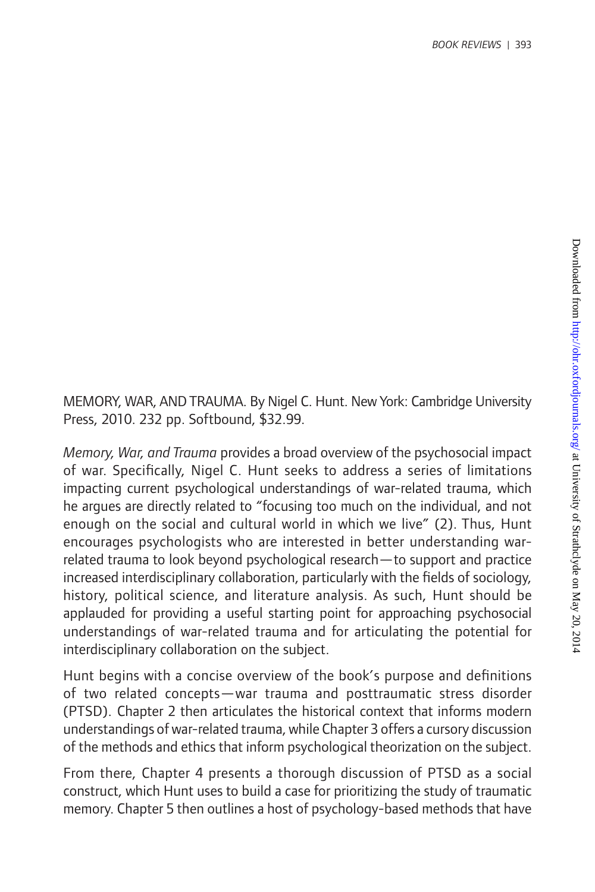MEMORY, WAR, AND TRAUMA. By Nigel C. Hunt. New York: Cambridge University Press, 2010. 232 pp. Softbound, $32.99.

*Memory, War, and Trauma* provides a broad overview of the psychosocial impact of war. Specifically, Nigel C. Hunt seeks to address a series of limitations impacting current psychological understandings of war-related trauma, which he argues are directly related to "focusing too much on the individual, and not enough on the social and cultural world in which we live" (2). Thus, Hunt encourages psychologists who are interested in better understanding war-related trauma to look beyond psychological research—to support and practice increased interdisciplinary collaboration, particularly with the fields of sociology, history, political science, and literature analysis. As such, Hunt should be applauded for providing a useful starting point for approaching psychosocial understandings of war-related trauma and for articulating the potential for interdisciplinary collaboration on the subject.

Hunt begins with a concise overview of the book's purpose and definitions of two related concepts—war trauma and posttraumatic stress disorder (PTSD). Chapter 2 then articulates the historical context that informs modern understandings of war-related trauma, while Chapter 3 offers a cursory discussion of the methods and ethics that inform psychological theorization on the subject.

From there, Chapter 4 presents a thorough discussion of PTSD as a social construct, which Hunt uses to build a case for prioritizing the study of traumatic memory. Chapter 5 then outlines a host of psychology-based methods that have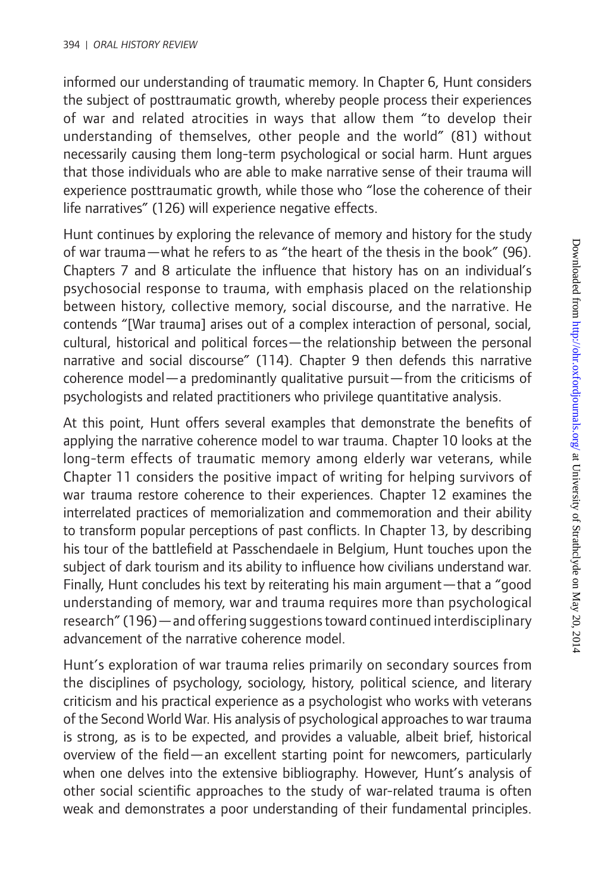informed our understanding of traumatic memory. In Chapter 6, Hunt considers the subject of posttraumatic growth, whereby people process their experiences of war and related atrocities in ways that allow them "to develop their understanding of themselves, other people and the world" (81) without necessarily causing them long-term psychological or social harm. Hunt argues that those individuals who are able to make narrative sense of their trauma will experience posttraumatic growth, while those who "lose the coherence of their life narratives" (126) will experience negative effects.

Hunt continues by exploring the relevance of memory and history for the study of war trauma—what he refers to as "the heart of the thesis in the book" (96). Chapters 7 and 8 articulate the influence that history has on an individual's psychosocial response to trauma, with emphasis placed on the relationship between history, collective memory, social discourse, and the narrative. He contends "[War trauma] arises out of a complex interaction of personal, social, cultural, historical and political forces—the relationship between the personal narrative and social discourse" (114). Chapter 9 then defends this narrative coherence model—a predominantly qualitative pursuit—from the criticisms of psychologists and related practitioners who privilege quantitative analysis.

At this point, Hunt offers several examples that demonstrate the benefits of applying the narrative coherence model to war trauma. Chapter 10 looks at the long-term effects of traumatic memory among elderly war veterans, while Chapter 11 considers the positive impact of writing for helping survivors of war trauma restore coherence to their experiences. Chapter 12 examines the interrelated practices of memorialization and commemoration and their ability to transform popular perceptions of past conflicts. In Chapter 13, by describing his tour of the battlefield at Passchendaele in Belgium, Hunt touches upon the subject of dark tourism and its ability to influence how civilians understand war. Finally, Hunt concludes his text by reiterating his main argument—that a "good understanding of memory, war and trauma requires more than psychological research" (196)—and offering suggestions toward continued interdisciplinary advancement of the narrative coherence model.

Hunt's exploration of war trauma relies primarily on secondary sources from the disciplines of psychology, sociology, history, political science, and literary criticism and his practical experience as a psychologist who works with veterans of the Second World War. His analysis of psychological approaches to war trauma is strong, as is to be expected, and provides a valuable, albeit brief, historical overview of the field—an excellent starting point for newcomers, particularly when one delves into the extensive bibliography. However, Hunt's analysis of other social scientific approaches to the study of war-related trauma is often weak and demonstrates a poor understanding of their fundamental principles.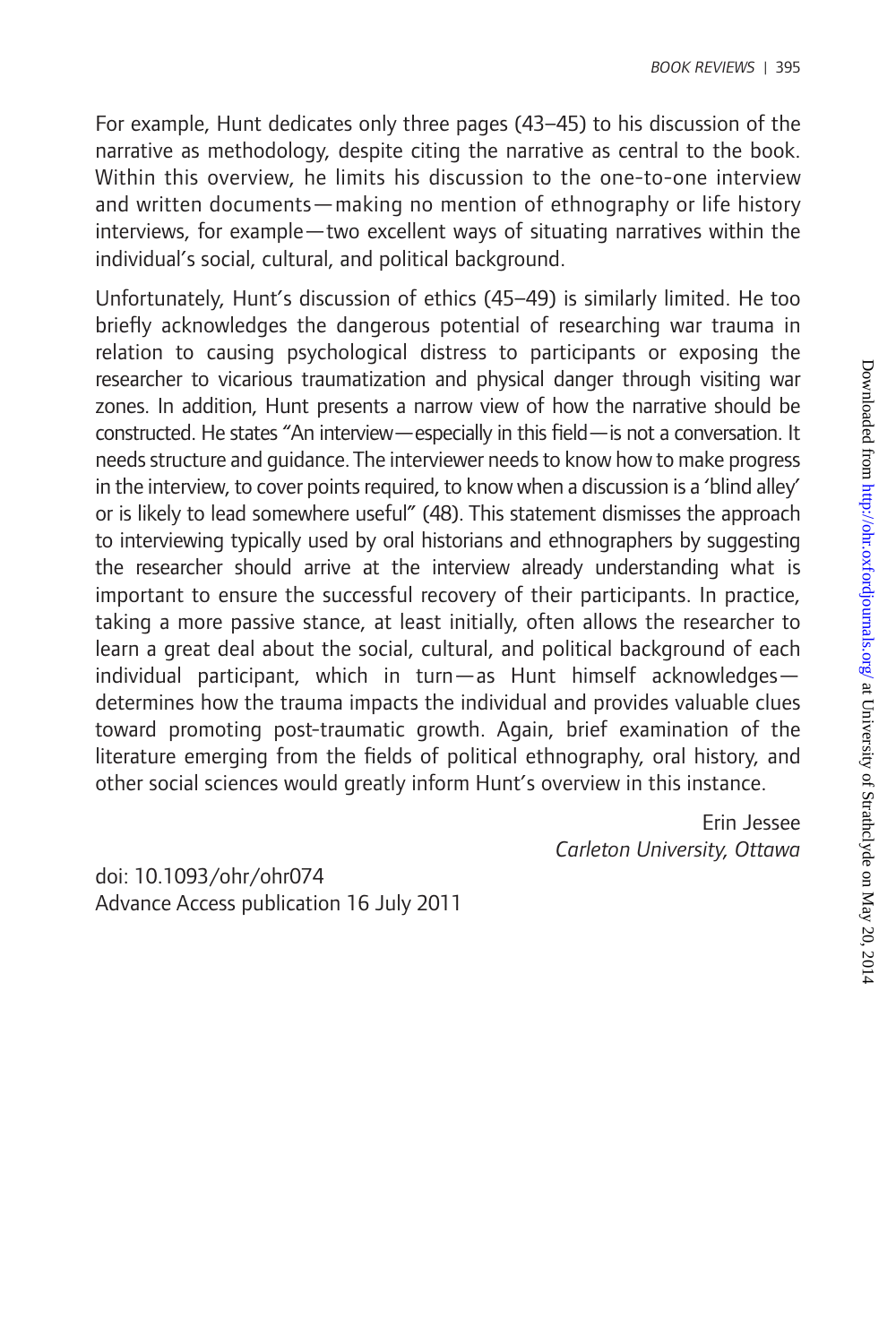For example, Hunt dedicates only three pages (43–45) to his discussion of the narrative as methodology, despite citing the narrative as central to the book. Within this overview, he limits his discussion to the one-to-one interview and written documents—making no mention of ethnography or life history interviews, for example—two excellent ways of situating narratives within the individual's social, cultural, and political background.

Unfortunately, Hunt's discussion of ethics (45–49) is similarly limited. He too briefly acknowledges the dangerous potential of researching war trauma in relation to causing psychological distress to participants or exposing the researcher to vicarious traumatization and physical danger through visiting war zones. In addition, Hunt presents a narrow view of how the narrative should be constructed. He states "An interview—especially in this field—is not a conversation. It needs structure and guidance. The interviewer needs to know how to make progress in the interview, to cover points required, to know when a discussion is a 'blind alley' or is likely to lead somewhere useful" (48). This statement dismisses the approach to interviewing typically used by oral historians and ethnographers by suggesting the researcher should arrive at the interview already understanding what is important to ensure the successful recovery of their participants. In practice, taking a more passive stance, at least initially, often allows the researcher to learn a great deal about the social, cultural, and political background of each individual participant, which in turn—as Hunt himself acknowledges—determines how the trauma impacts the individual and provides valuable clues toward promoting post-traumatic growth. Again, brief examination of the literature emerging from the fields of political ethnography, oral history, and other social sciences would greatly inform Hunt's overview in this instance.

Erin Jessee
*Carleton University, Ottawa*

doi: 10.1093/ohr/ohr074
Advance Access publication 16 July 2011